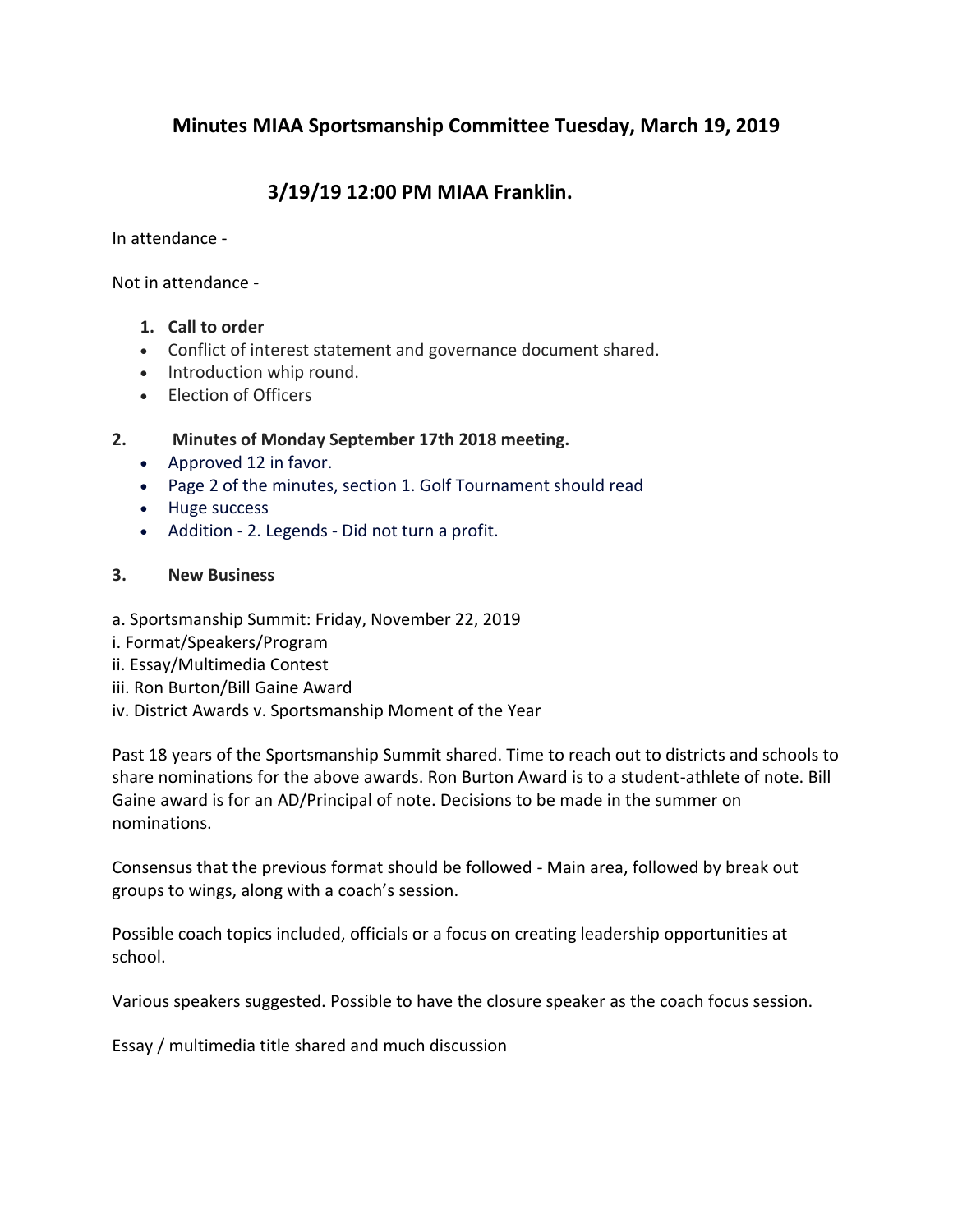## Minutes MIAA Sportsmanship Committee Tuesday, March 19, 2019

## 3/19/19 12:00 PM MIAA Franklin.

In attendance -

Not in attendance -

1. **Call to order**

- Conflict of interest statement and governance document shared.
- Introduction whip round.
- Election of Officers

**2. Minutes of Monday September 17th 2018 meeting.**

- Approved 12 in favor.
- Page 2 of the minutes, section 1. Golf Tournament should read
- Huge success
- Addition - 2. Legends - Did not turn a profit.

**3. New Business**

a. Sportsmanship Summit: Friday, November 22, 2019
i. Format/Speakers/Program
ii. Essay/Multimedia Contest
iii. Ron Burton/Bill Gaine Award
iv. District Awards v. Sportsmanship Moment of the Year

Past 18 years of the Sportsmanship Summit shared. Time to reach out to districts and schools to share nominations for the above awards. Ron Burton Award is to a student-athlete of note. Bill Gaine award is for an AD/Principal of note. Decisions to be made in the summer on nominations.

Consensus that the previous format should be followed - Main area, followed by break out groups to wings, along with a coach's session.

Possible coach topics included, officials or a focus on creating leadership opportunities at school.

Various speakers suggested. Possible to have the closure speaker as the coach focus session.

Essay / multimedia title shared and much discussion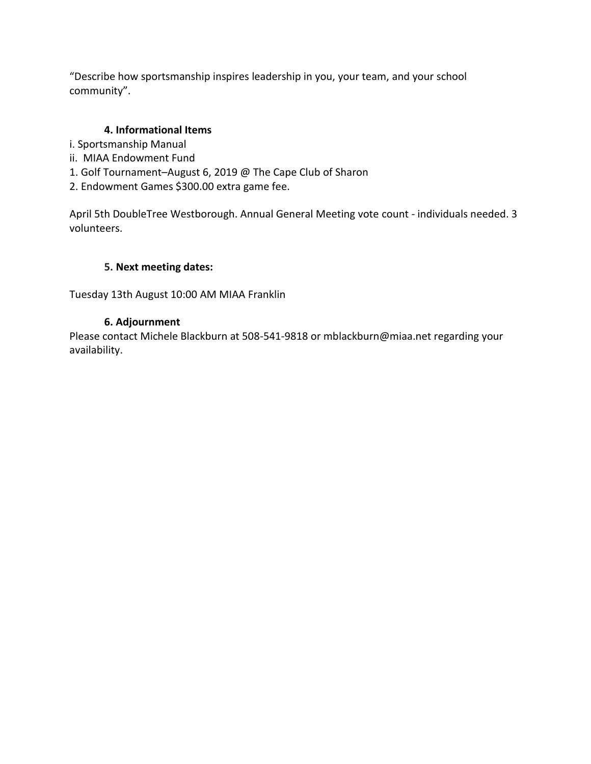"Describe how sportsmanship inspires leadership in you, your team, and your school community".

### 4. Informational Items

i. Sportsmanship Manual
ii. MIAA Endowment Fund
1. Golf Tournament–August 6, 2019 @ The Cape Club of Sharon
2. Endowment Games $300.00 extra game fee.

April 5th DoubleTree Westborough. Annual General Meeting vote count - individuals needed. 3 volunteers.

### 5. Next meeting dates:

Tuesday 13th August 10:00 AM MIAA Franklin

### 6. Adjournment

Please contact Michele Blackburn at 508-541-9818 or mblackburn@miaa.net regarding your availability.